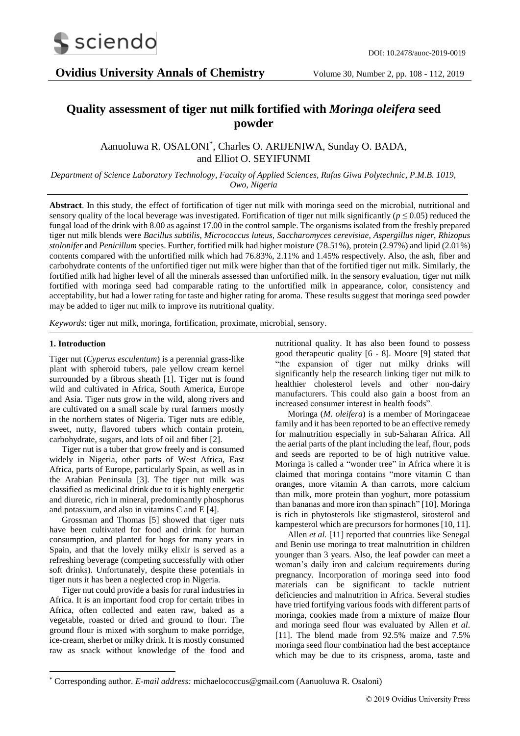# Quality assessment of tiger nut milk fortified with *Moringa oleifera* seed powder

Aanuoluwa R. OSALONI*, Charles O. ARIJENIWA, Sunday O. BADA, and Elliot O. SEYIFUNMI

*Department of Science Laboratory Technology, Faculty of Applied Sciences, Rufus Giwa Polytechnic, P.M.B. 1019, Owo, Nigeria*

**Abstract**. In this study, the effect of fortification of tiger nut milk with moringa seed on the microbial, nutritional and sensory quality of the local beverage was investigated. Fortification of tiger nut milk significantly ($p \leq 0.05$) reduced the fungal load of the drink with 8.00 as against 17.00 in the control sample. The organisms isolated from the freshly prepared tiger nut milk blends were *Bacillus subtilis*, *Micrococcus luteus*, *Saccharomyces cerevisiae*, *Aspergillus niger*, *Rhizopus stolonifer* and *Penicillum* species. Further, fortified milk had higher moisture (78.51%), protein (2.97%) and lipid (2.01%) contents compared with the unfortified milk which had 76.83%, 2.11% and 1.45% respectively. Also, the ash, fiber and carbohydrate contents of the unfortified tiger nut milk were higher than that of the fortified tiger nut milk. Similarly, the fortified milk had higher level of all the minerals assessed than unfortified milk. In the sensory evaluation, tiger nut milk fortified with moringa seed had comparable rating to the unfortified milk in appearance, color, consistency and acceptability, but had a lower rating for taste and higher rating for aroma. These results suggest that moringa seed powder may be added to tiger nut milk to improve its nutritional quality.

*Keywords*: tiger nut milk, moringa, fortification, proximate, microbial, sensory.

## 1. Introduction

Tiger nut (*Cyperus esculentum*) is a perennial grass-like plant with spheroid tubers, pale yellow cream kernel surrounded by a fibrous sheath [1]. Tiger nut is found wild and cultivated in Africa, South America, Europe and Asia. Tiger nuts grow in the wild, along rivers and are cultivated on a small scale by rural farmers mostly in the northern states of Nigeria. Tiger nuts are edible, sweet, nutty, flavored tubers which contain protein, carbohydrate, sugars, and lots of oil and fiber [2].

Tiger nut is a tuber that grow freely and is consumed widely in Nigeria, other parts of West Africa, East Africa, parts of Europe, particularly Spain, as well as in the Arabian Peninsula [3]. The tiger nut milk was classified as medicinal drink due to it is highly energetic and diuretic, rich in mineral, predominantly phosphorus and potassium, and also in vitamins C and E [4].

Grossman and Thomas [5] showed that tiger nuts have been cultivated for food and drink for human consumption, and planted for hogs for many years in Spain, and that the lovely milky elixir is served as a refreshing beverage (competing successfully with other soft drinks). Unfortunately, despite these potentials in tiger nuts it has been a neglected crop in Nigeria.

Tiger nut could provide a basis for rural industries in Africa. It is an important food crop for certain tribes in Africa, often collected and eaten raw, baked as a vegetable, roasted or dried and ground to flour. The ground flour is mixed with sorghum to make porridge, ice-cream, sherbet or milky drink. It is mostly consumed raw as snack without knowledge of the food and nutritional quality. It has also been found to possess good therapeutic quality [6 - 8]. Moore [9] stated that "the expansion of tiger nut milky drinks will significantly help the research linking tiger nut milk to healthier cholesterol levels and other non-dairy manufacturers. This could also gain a boost from an increased consumer interest in health foods".

Moringa (*M. oleifera*) is a member of Moringaceae family and it has been reported to be an effective remedy for malnutrition especially in sub-Saharan Africa. All the aerial parts of the plant including the leaf, flour, pods and seeds are reported to be of high nutritive value. Moringa is called a "wonder tree" in Africa where it is claimed that moringa contains "more vitamin C than oranges, more vitamin A than carrots, more calcium than milk, more protein than yoghurt, more potassium than bananas and more iron than spinach" [10]. Moringa is rich in phytosterols like stigmasterol, sitosterol and kampesterol which are precursors for hormones [10, 11].

Allen *et al.* [11] reported that countries like Senegal and Benin use moringa to treat malnutrition in children younger than 3 years. Also, the leaf powder can meet a woman's daily iron and calcium requirements during pregnancy. Incorporation of moringa seed into food materials can be significant to tackle nutrient deficiencies and malnutrition in Africa. Several studies have tried fortifying various foods with different parts of moringa, cookies made from a mixture of maize flour and moringa seed flour was evaluated by Allen *et al*. [11]. The blend made from 92.5% maize and 7.5% moringa seed flour combination had the best acceptance which may be due to its crispness, aroma, taste and

* Corresponding author. *E-mail address:* michaelococcus@gmail.com (Aanuoluwa R. Osaloni)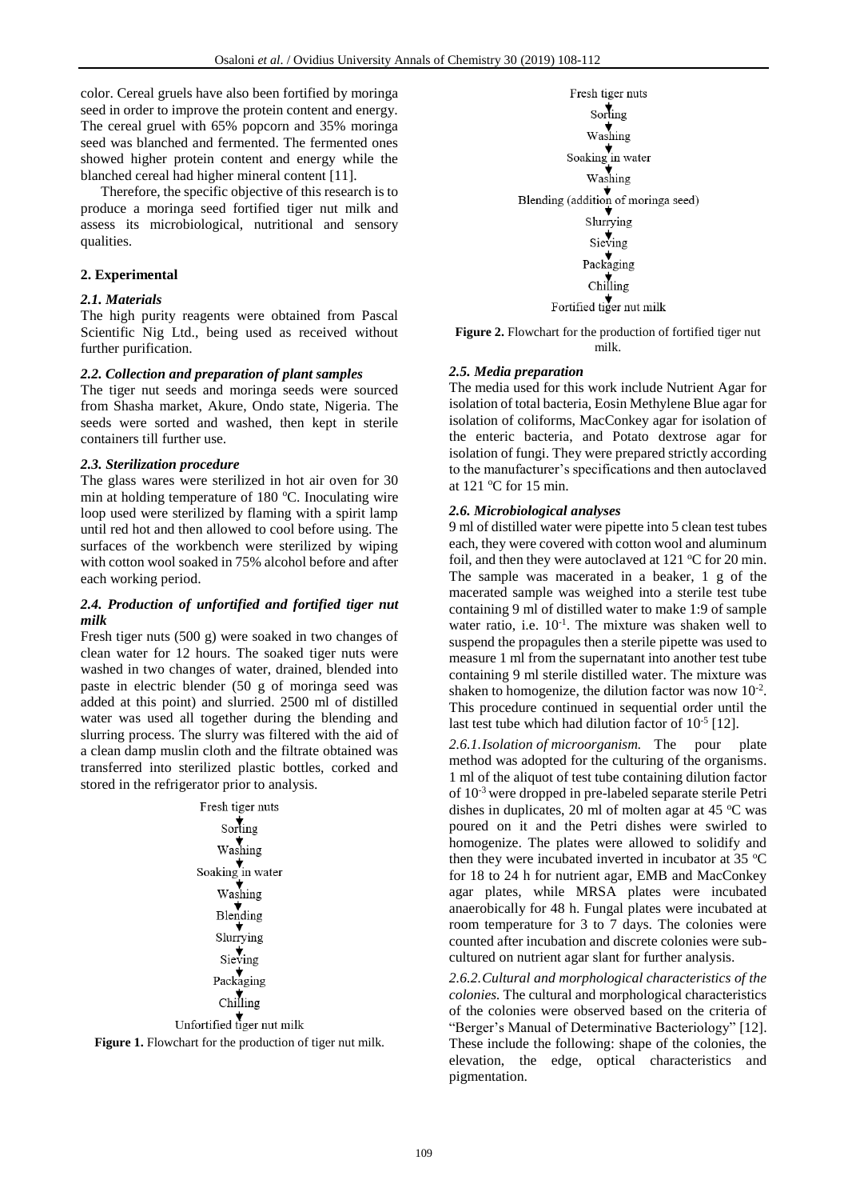color. Cereal gruels have also been fortified by moringa seed in order to improve the protein content and energy. The cereal gruel with 65% popcorn and 35% moringa seed was blanched and fermented. The fermented ones showed higher protein content and energy while the blanched cereal had higher mineral content [11].

Therefore, the specific objective of this research is to produce a moringa seed fortified tiger nut milk and assess its microbiological, nutritional and sensory qualities.

## 2. Experimental

### *2.1. Materials*

The high purity reagents were obtained from Pascal Scientific Nig Ltd., being used as received without further purification.

### *2.2. Collection and preparation of plant samples*

The tiger nut seeds and moringa seeds were sourced from Shasha market, Akure, Ondo state, Nigeria. The seeds were sorted and washed, then kept in sterile containers till further use.

### *2.3. Sterilization procedure*

The glass wares were sterilized in hot air oven for 30 min at holding temperature of 180 °C. Inoculating wire loop used were sterilized by flaming with a spirit lamp until red hot and then allowed to cool before using. The surfaces of the workbench were sterilized by wiping with cotton wool soaked in 75% alcohol before and after each working period.

### *2.4. Production of unfortified and fortified tiger nut milk*

Fresh tiger nuts (500 g) were soaked in two changes of clean water for 12 hours. The soaked tiger nuts were washed in two changes of water, drained, blended into paste in electric blender (50 g of moringa seed was added at this point) and slurried. 2500 ml of distilled water was used all together during the blending and slurring process. The slurry was filtered with the aid of a clean damp muslin cloth and the filtrate obtained was transferred into sterilized plastic bottles, corked and stored in the refrigerator prior to analysis.

Fresh tiger nuts
↓
Sorting
↓
Washing
↓
Soaking in water
↓
Washing
↓
Blending
↓
Slurrying
↓
Sieving
↓
Packaging
↓
Chilling
↓
Unfortified tiger nut milk

**Figure 1.** Flowchart for the production of tiger nut milk.

Fresh tiger nuts
↓
Sorting
↓
Washing
↓
Soaking in water
↓
Washing
↓
Blending (addition of moringa seed)
↓
Slurrying
↓
Sieving
↓
Packaging
↓
Chilling
↓
Fortified tiger nut milk

**Figure 2.** Flowchart for the production of fortified tiger nut milk.

### *2.5. Media preparation*

The media used for this work include Nutrient Agar for isolation of total bacteria, Eosin Methylene Blue agar for isolation of coliforms, MacConkey agar for isolation of the enteric bacteria, and Potato dextrose agar for isolation of fungi. They were prepared strictly according to the manufacturer's specifications and then autoclaved at 121 °C for 15 min.

### *2.6. Microbiological analyses*

9 ml of distilled water were pipette into 5 clean test tubes each, they were covered with cotton wool and aluminum foil, and then they were autoclaved at 121 °C for 20 min. The sample was macerated in a beaker, 1 g of the macerated sample was weighed into a sterile test tube containing 9 ml of distilled water to make 1:9 of sample water ratio, i.e. $10^{-1}$. The mixture was shaken well to suspend the propagules then a sterile pipette was used to measure 1 ml from the supernatant into another test tube containing 9 ml sterile distilled water. The mixture was shaken to homogenize, the dilution factor was now $10^{-2}$. This procedure continued in sequential order until the last test tube which had dilution factor of $10^{-5}$ [12].

*2.6.1. Isolation of microorganism.* The pour plate method was adopted for the culturing of the organisms. 1 ml of the aliquot of test tube containing dilution factor of $10^{-3}$ were dropped in pre-labeled separate sterile Petri dishes in duplicates, 20 ml of molten agar at 45 °C was poured on it and the Petri dishes were swirled to homogenize. The plates were allowed to solidify and then they were incubated inverted in incubator at 35 °C for 18 to 24 h for nutrient agar, EMB and MacConkey agar plates, while MRSA plates were incubated anaerobically for 48 h. Fungal plates were incubated at room temperature for 3 to 7 days. The colonies were counted after incubation and discrete colonies were sub-cultured on nutrient agar slant for further analysis.

*2.6.2. Cultural and morphological characteristics of the colonies.* The cultural and morphological characteristics of the colonies were observed based on the criteria of "Berger's Manual of Determinative Bacteriology" [12]. These include the following: shape of the colonies, the elevation, the edge, optical characteristics and pigmentation.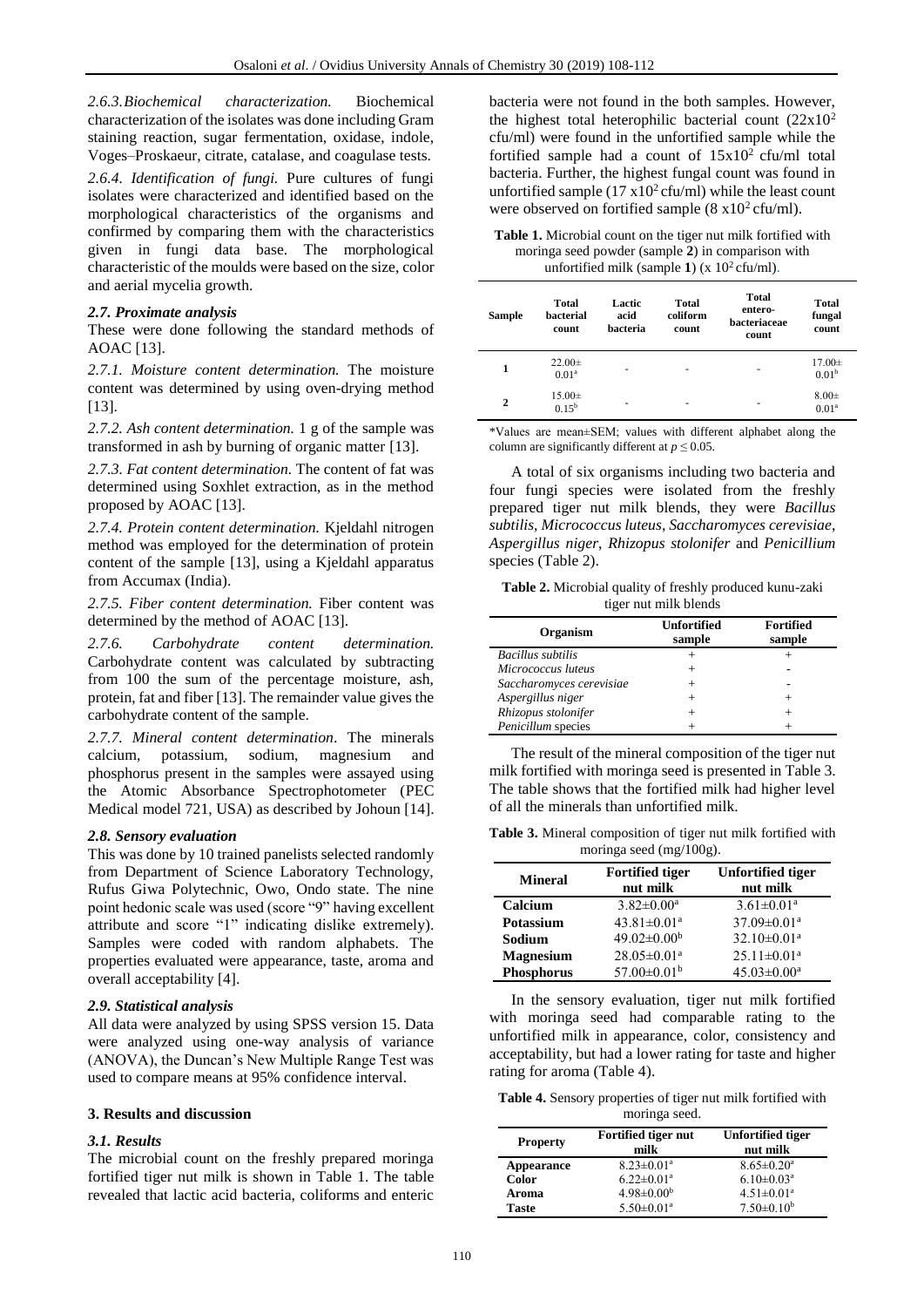*2.6.3. Biochemical characterization.* Biochemical characterization of the isolates was done including Gram staining reaction, sugar fermentation, oxidase, indole, Voges–Proskaeur, citrate, catalase, and coagulase tests.

*2.6.4. Identification of fungi.* Pure cultures of fungi isolates were characterized and identified based on the morphological characteristics of the organisms and confirmed by comparing them with the characteristics given in fungi data base. The morphological characteristic of the moulds were based on the size, color and aerial mycelia growth.

### *2.7. Proximate analysis*

These were done following the standard methods of AOAC [13].

*2.7.1. Moisture content determination.* The moisture content was determined by using oven-drying method [13].

*2.7.2. Ash content determination.* 1 g of the sample was transformed in ash by burning of organic matter [13].

*2.7.3. Fat content determination.* The content of fat was determined using Soxhlet extraction, as in the method proposed by AOAC [13].

*2.7.4. Protein content determination.* Kjeldahl nitrogen method was employed for the determination of protein content of the sample [13], using a Kjeldahl apparatus from Accumax (India).

*2.7.5. Fiber content determination.* Fiber content was determined by the method of AOAC [13].

*2.7.6. Carbohydrate content determination.* Carbohydrate content was calculated by subtracting from 100 the sum of the percentage moisture, ash, protein, fat and fiber [13]. The remainder value gives the carbohydrate content of the sample.

*2.7.7. Mineral content determination*. The minerals calcium, potassium, sodium, magnesium and phosphorus present in the samples were assayed using the Atomic Absorbance Spectrophotometer (PEC Medical model 721, USA) as described by Johoun [14].

### *2.8. Sensory evaluation*

This was done by 10 trained panelists selected randomly from Department of Science Laboratory Technology, Rufus Giwa Polytechnic, Owo, Ondo state. The nine point hedonic scale was used (score "9" having excellent attribute and score "1" indicating dislike extremely). Samples were coded with random alphabets. The properties evaluated were appearance, taste, aroma and overall acceptability [4].

### *2.9. Statistical analysis*

All data were analyzed by using SPSS version 15. Data were analyzed using one-way analysis of variance (ANOVA), the Duncan's New Multiple Range Test was used to compare means at 95% confidence interval.

## 3. Results and discussion

### *3.1. Results*

The microbial count on the freshly prepared moringa fortified tiger nut milk is shown in Table 1. The table revealed that lactic acid bacteria, coliforms and enteric bacteria were not found in the both samples. However, the highest total heterophilic bacterial count ($22x10^2$ cfu/ml) were found in the unfortified sample while the fortified sample had a count of $15x10^2$ cfu/ml total bacteria. Further, the highest fungal count was found in unfortified sample ($17\ x10^2$ cfu/ml) while the least count were observed on fortified sample ($8\ x10^2$ cfu/ml).

**Table 1.** Microbial count on the tiger nut milk fortified with moringa seed powder (sample **2**) in comparison with unfortified milk (sample **1**) (x $10^2$ cfu/ml).

| Sample | Total bacterial count | Lactic acid bacteria | Total coliform count | Total entero-bacteriaceae count | Total fungal count |
|---|---|---|---|---|---|
| **1** | $22.00\pm0.01^a$ | - | - | - | $17.00\pm0.01^b$ |
| **2** | $15.00\pm0.15^b$ | - | - | - | $8.00\pm0.01^a$ |

*Values are mean±SEM; values with different alphabet along the column are significantly different at $p \leq 0.05$.

A total of six organisms including two bacteria and four fungi species were isolated from the freshly prepared tiger nut milk blends, they were *Bacillus subtilis*, *Micrococcus luteus*, *Saccharomyces cerevisiae*, *Aspergillus niger*, *Rhizopus stolonifer* and *Penicillium* species (Table 2).

**Table 2.** Microbial quality of freshly produced kunu-zaki tiger nut milk blends

| Organism | Unfortified sample | Fortified sample |
|---|---|---|
| *Bacillus subtilis* | + | + |
| *Micrococcus luteus* | + | - |
| *Saccharomyces cerevisiae* | + | - |
| *Aspergillus niger* | + | + |
| *Rhizopus stolonifer* | + | + |
| *Penicillium* species | + | + |

The result of the mineral composition of the tiger nut milk fortified with moringa seed is presented in Table 3. The table shows that the fortified milk had higher level of all the minerals than unfortified milk.

**Table 3.** Mineral composition of tiger nut milk fortified with moringa seed (mg/100g).

| Mineral | Fortified tiger nut milk | Unfortified tiger nut milk |
|---|---|---|
| **Calcium** | $3.82\pm0.00^a$ | $3.61\pm0.01^a$ |
| **Potassium** | $43.81\pm0.01^a$ | $37.09\pm0.01^a$ |
| **Sodium** | $49.02\pm0.00^b$ | $32.10\pm0.01^a$ |
| **Magnesium** | $28.05\pm0.01^a$ | $25.11\pm0.01^a$ |
| **Phosphorus** | $57.00\pm0.01^b$ | $45.03\pm0.00^a$ |

In the sensory evaluation, tiger nut milk fortified with moringa seed had comparable rating to the unfortified milk in appearance, color, consistency and acceptability, but had a lower rating for taste and higher rating for aroma (Table 4).

**Table 4.** Sensory properties of tiger nut milk fortified with moringa seed.

| Property | Fortified tiger nut milk | Unfortified tiger nut milk |
|---|---|---|
| **Appearance** | $8.23\pm0.01^a$ | $8.65\pm0.20^a$ |
| **Color** | $6.22\pm0.01^a$ | $6.10\pm0.03^a$ |
| **Aroma** | $4.98\pm0.00^b$ | $4.51\pm0.01^a$ |
| **Taste** | $5.50\pm0.01^a$ | $7.50\pm0.10^b$ |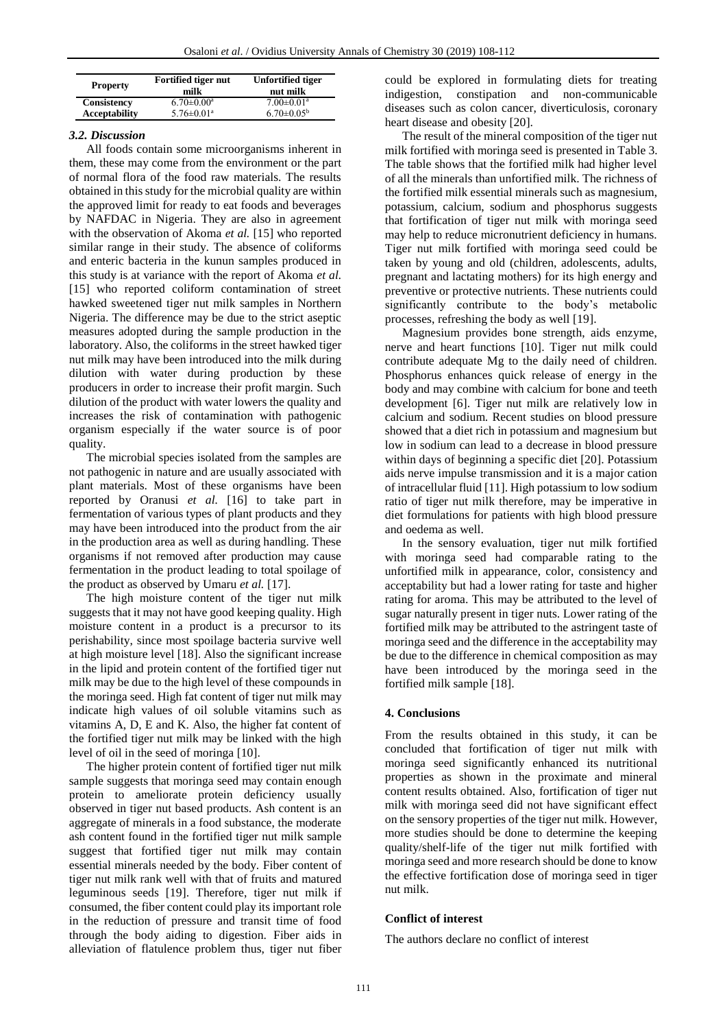| Property | Fortified tiger nut milk | Unfortified tiger nut milk |
|---|---|---|
| **Consistency** | 6.70±0.00[a] | 7.00±0.01[a] |
| **Acceptability** | 5.76±0.01[a] | 6.70±0.05[b] |

### *3.2. Discussion*

All foods contain some microorganisms inherent in them, these may come from the environment or the part of normal flora of the food raw materials. The results obtained in this study for the microbial quality are within the approved limit for ready to eat foods and beverages by NAFDAC in Nigeria. They are also in agreement with the observation of Akoma *et al.* [15] who reported similar range in their study. The absence of coliforms and enteric bacteria in the kunun samples produced in this study is at variance with the report of Akoma *et al.* [15] who reported coliform contamination of street hawked sweetened tiger nut milk samples in Northern Nigeria. The difference may be due to the strict aseptic measures adopted during the sample production in the laboratory. Also, the coliforms in the street hawked tiger nut milk may have been introduced into the milk during dilution with water during production by these producers in order to increase their profit margin. Such dilution of the product with water lowers the quality and increases the risk of contamination with pathogenic organism especially if the water source is of poor quality.

The microbial species isolated from the samples are not pathogenic in nature and are usually associated with plant materials. Most of these organisms have been reported by Oranusi *et al.* [16] to take part in fermentation of various types of plant products and they may have been introduced into the product from the air in the production area as well as during handling. These organisms if not removed after production may cause fermentation in the product leading to total spoilage of the product as observed by Umaru *et al.* [17].

The high moisture content of the tiger nut milk suggests that it may not have good keeping quality. High moisture content in a product is a precursor to its perishability, since most spoilage bacteria survive well at high moisture level [18]. Also the significant increase in the lipid and protein content of the fortified tiger nut milk may be due to the high level of these compounds in the moringa seed. High fat content of tiger nut milk may indicate high values of oil soluble vitamins such as vitamins A, D, E and K. Also, the higher fat content of the fortified tiger nut milk may be linked with the high level of oil in the seed of moringa [10].

The higher protein content of fortified tiger nut milk sample suggests that moringa seed may contain enough protein to ameliorate protein deficiency usually observed in tiger nut based products. Ash content is an aggregate of minerals in a food substance, the moderate ash content found in the fortified tiger nut milk sample suggest that fortified tiger nut milk may contain essential minerals needed by the body. Fiber content of tiger nut milk rank well with that of fruits and matured leguminous seeds [19]. Therefore, tiger nut milk if consumed, the fiber content could play its important role in the reduction of pressure and transit time of food through the body aiding to digestion. Fiber aids in alleviation of flatulence problem thus, tiger nut fiber could be explored in formulating diets for treating indigestion, constipation and non-communicable diseases such as colon cancer, diverticulosis, coronary heart disease and obesity [20].

The result of the mineral composition of the tiger nut milk fortified with moringa seed is presented in Table 3. The table shows that the fortified milk had higher level of all the minerals than unfortified milk. The richness of the fortified milk essential minerals such as magnesium, potassium, calcium, sodium and phosphorus suggests that fortification of tiger nut milk with moringa seed may help to reduce micronutrient deficiency in humans. Tiger nut milk fortified with moringa seed could be taken by young and old (children, adolescents, adults, pregnant and lactating mothers) for its high energy and preventive or protective nutrients. These nutrients could significantly contribute to the body's metabolic processes, refreshing the body as well [19].

Magnesium provides bone strength, aids enzyme, nerve and heart functions [10]. Tiger nut milk could contribute adequate Mg to the daily need of children. Phosphorus enhances quick release of energy in the body and may combine with calcium for bone and teeth development [6]. Tiger nut milk are relatively low in calcium and sodium. Recent studies on blood pressure showed that a diet rich in potassium and magnesium but low in sodium can lead to a decrease in blood pressure within days of beginning a specific diet [20]. Potassium aids nerve impulse transmission and it is a major cation of intracellular fluid [11]. High potassium to low sodium ratio of tiger nut milk therefore, may be imperative in diet formulations for patients with high blood pressure and oedema as well.

In the sensory evaluation, tiger nut milk fortified with moringa seed had comparable rating to the unfortified milk in appearance, color, consistency and acceptability but had a lower rating for taste and higher rating for aroma. This may be attributed to the level of sugar naturally present in tiger nuts. Lower rating of the fortified milk may be attributed to the astringent taste of moringa seed and the difference in the acceptability may be due to the difference in chemical composition as may have been introduced by the moringa seed in the fortified milk sample [18].

## 4. Conclusions

From the results obtained in this study, it can be concluded that fortification of tiger nut milk with moringa seed significantly enhanced its nutritional properties as shown in the proximate and mineral content results obtained. Also, fortification of tiger nut milk with moringa seed did not have significant effect on the sensory properties of the tiger nut milk. However, more studies should be done to determine the keeping quality/shelf-life of the tiger nut milk fortified with moringa seed and more research should be done to know the effective fortification dose of moringa seed in tiger nut milk.

### Conflict of interest

The authors declare no conflict of interest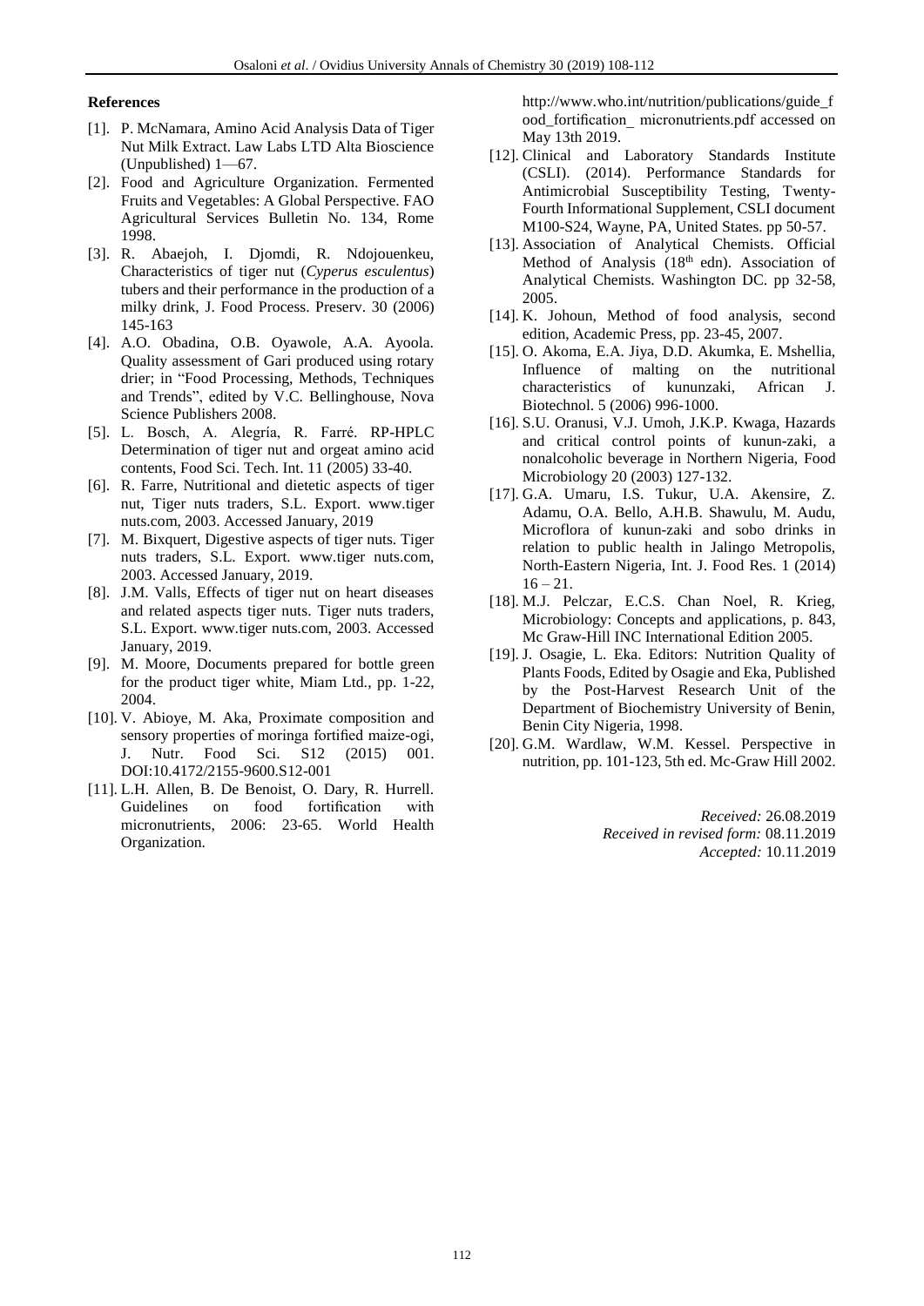**References**

[1]. P. McNamara, Amino Acid Analysis Data of Tiger Nut Milk Extract. Law Labs LTD Alta Bioscience (Unpublished) 1—67.

[2]. Food and Agriculture Organization. Fermented Fruits and Vegetables: A Global Perspective. FAO Agricultural Services Bulletin No. 134, Rome 1998.

[3]. R. Abaejoh, I. Djomdi, R. Ndojouenkeu, Characteristics of tiger nut (*Cyperus esculentus*) tubers and their performance in the production of a milky drink, J. Food Process. Preserv. 30 (2006) 145-163

[4]. A.O. Obadina, O.B. Oyawole, A.A. Ayoola. Quality assessment of Gari produced using rotary drier; in "Food Processing, Methods, Techniques and Trends", edited by V.C. Bellinghouse, Nova Science Publishers 2008.

[5]. L. Bosch, A. Alegría, R. Farré. RP-HPLC Determination of tiger nut and orgeat amino acid contents, Food Sci. Tech. Int. 11 (2005) 33-40.

[6]. R. Farre, Nutritional and dietetic aspects of tiger nut, Tiger nuts traders, S.L. Export. www.tiger nuts.com, 2003. Accessed January, 2019

[7]. M. Bixquert, Digestive aspects of tiger nuts. Tiger nuts traders, S.L. Export. www.tiger nuts.com, 2003. Accessed January, 2019.

[8]. J.M. Valls, Effects of tiger nut on heart diseases and related aspects tiger nuts. Tiger nuts traders, S.L. Export. www.tiger nuts.com, 2003. Accessed January, 2019.

[9]. M. Moore, Documents prepared for bottle green for the product tiger white, Miam Ltd., pp. 1-22, 2004.

[10]. V. Abioye, M. Aka, Proximate composition and sensory properties of moringa fortified maize-ogi, J. Nutr. Food Sci. S12 (2015) 001. DOI:10.4172/2155-9600.S12-001

[11]. L.H. Allen, B. De Benoist, O. Dary, R. Hurrell. Guidelines on food fortification with micronutrients, 2006: 23-65. World Health Organization. http://www.who.int/nutrition/publications/guide_food_fortification_ micronutrients.pdf accessed on May 13th 2019.

[12]. Clinical and Laboratory Standards Institute (CSLI). (2014). Performance Standards for Antimicrobial Susceptibility Testing, Twenty-Fourth Informational Supplement, CSLI document M100-S24, Wayne, PA, United States. pp 50-57.

[13]. Association of Analytical Chemists. Official Method of Analysis (18th edn). Association of Analytical Chemists. Washington DC. pp 32-58, 2005.

[14]. K. Johoun, Method of food analysis, second edition, Academic Press, pp. 23-45, 2007.

[15]. O. Akoma, E.A. Jiya, D.D. Akumka, E. Mshellia, Influence of malting on the nutritional characteristics of kununzaki, African J. Biotechnol. 5 (2006) 996-1000.

[16]. S.U. Oranusi, V.J. Umoh, J.K.P. Kwaga, Hazards and critical control points of kunun-zaki, a nonalcoholic beverage in Northern Nigeria, Food Microbiology 20 (2003) 127-132.

[17]. G.A. Umaru, I.S. Tukur, U.A. Akensire, Z. Adamu, O.A. Bello, A.H.B. Shawulu, M. Audu, Microflora of kunun-zaki and sobo drinks in relation to public health in Jalingo Metropolis, North-Eastern Nigeria, Int. J. Food Res. 1 (2014) 16 – 21.

[18]. M.J. Pelczar, E.C.S. Chan Noel, R. Krieg, Microbiology: Concepts and applications, p. 843, Mc Graw-Hill INC International Edition 2005.

[19]. J. Osagie, L. Eka. Editors: Nutrition Quality of Plants Foods, Edited by Osagie and Eka, Published by the Post-Harvest Research Unit of the Department of Biochemistry University of Benin, Benin City Nigeria, 1998.

[20]. G.M. Wardlaw, W.M. Kessel. Perspective in nutrition, pp. 101-123, 5th ed. Mc-Graw Hill 2002.

*Received:* 26.08.2019
*Received in revised form:* 08.11.2019
*Accepted:* 10.11.2019